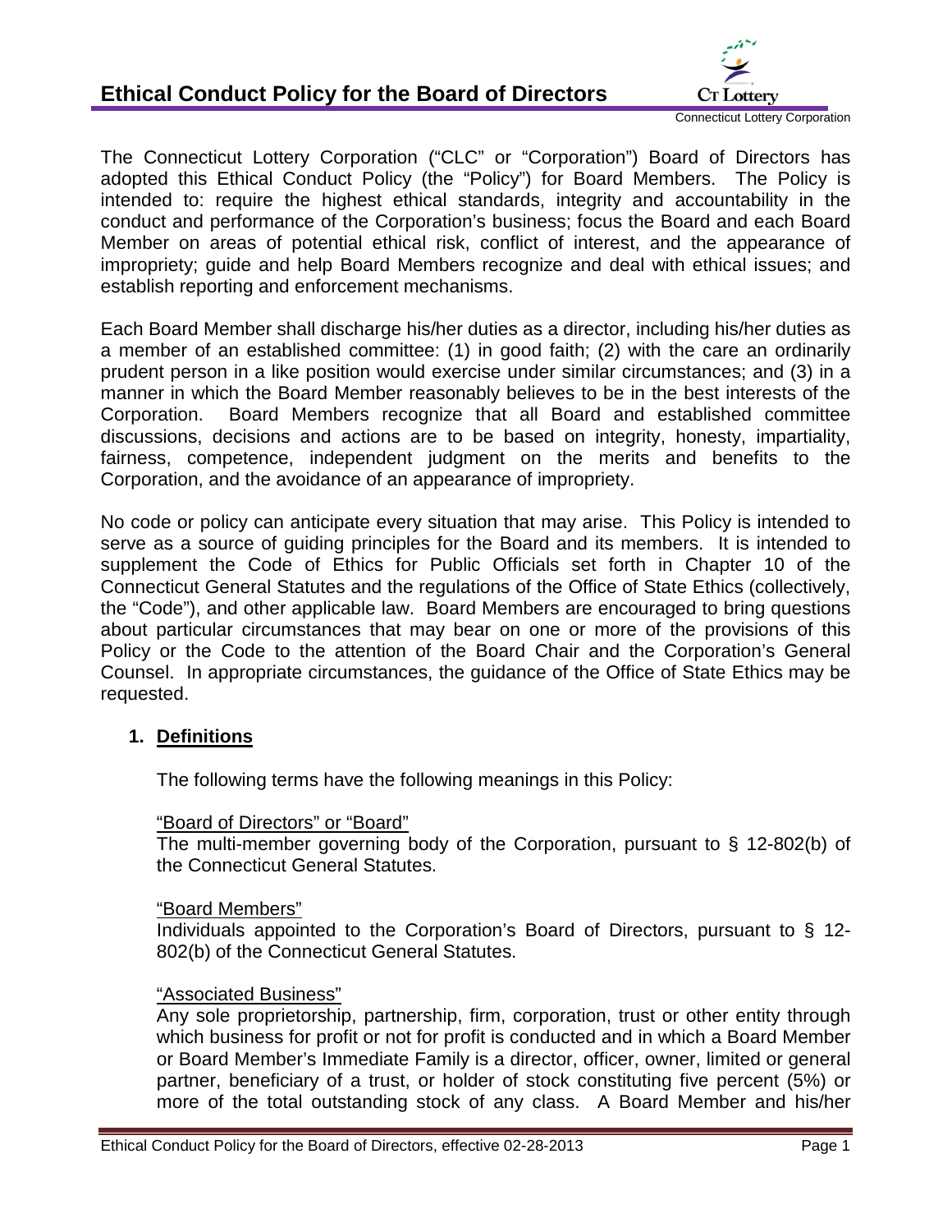# Ethical Conduct Policy for the Board of Directors

The Connecticut Lottery Corporation ("CLC" or "Corporation") Board of Directors has adopted this Ethical Conduct Policy (the "Policy") for Board Members. The Policy is intended to: require the highest ethical standards, integrity and accountability in the conduct and performance of the Corporation's business; focus the Board and each Board Member on areas of potential ethical risk, conflict of interest, and the appearance of impropriety; guide and help Board Members recognize and deal with ethical issues; and establish reporting and enforcement mechanisms.

Each Board Member shall discharge his/her duties as a director, including his/her duties as a member of an established committee: (1) in good faith; (2) with the care an ordinarily prudent person in a like position would exercise under similar circumstances; and (3) in a manner in which the Board Member reasonably believes to be in the best interests of the Corporation. Board Members recognize that all Board and established committee discussions, decisions and actions are to be based on integrity, honesty, impartiality, fairness, competence, independent judgment on the merits and benefits to the Corporation, and the avoidance of an appearance of impropriety.

No code or policy can anticipate every situation that may arise. This Policy is intended to serve as a source of guiding principles for the Board and its members. It is intended to supplement the Code of Ethics for Public Officials set forth in Chapter 10 of the Connecticut General Statutes and the regulations of the Office of State Ethics (collectively, the "Code"), and other applicable law. Board Members are encouraged to bring questions about particular circumstances that may bear on one or more of the provisions of this Policy or the Code to the attention of the Board Chair and the Corporation's General Counsel. In appropriate circumstances, the guidance of the Office of State Ethics may be requested.

## 1. Definitions

The following terms have the following meanings in this Policy:

"Board of Directors" or "Board"
The multi-member governing body of the Corporation, pursuant to § 12-802(b) of the Connecticut General Statutes.

"Board Members"
Individuals appointed to the Corporation's Board of Directors, pursuant to § 12-802(b) of the Connecticut General Statutes.

"Associated Business"
Any sole proprietorship, partnership, firm, corporation, trust or other entity through which business for profit or not for profit is conducted and in which a Board Member or Board Member's Immediate Family is a director, officer, owner, limited or general partner, beneficiary of a trust, or holder of stock constituting five percent (5%) or more of the total outstanding stock of any class. A Board Member and his/her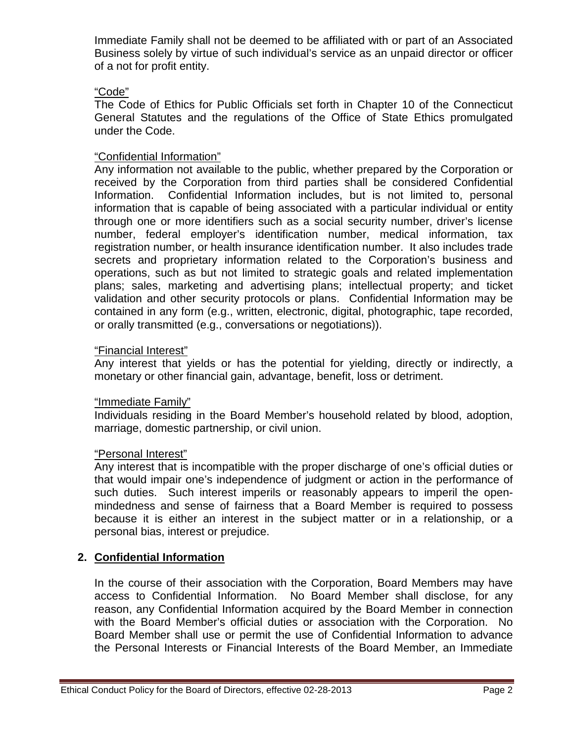Immediate Family shall not be deemed to be affiliated with or part of an Associated Business solely by virtue of such individual's service as an unpaid director or officer of a not for profit entity.

<u>"Code"</u>

The Code of Ethics for Public Officials set forth in Chapter 10 of the Connecticut General Statutes and the regulations of the Office of State Ethics promulgated under the Code.

<u>"Confidential Information"</u>

Any information not available to the public, whether prepared by the Corporation or received by the Corporation from third parties shall be considered Confidential Information. Confidential Information includes, but is not limited to, personal information that is capable of being associated with a particular individual or entity through one or more identifiers such as a social security number, driver's license number, federal employer's identification number, medical information, tax registration number, or health insurance identification number. It also includes trade secrets and proprietary information related to the Corporation's business and operations, such as but not limited to strategic goals and related implementation plans; sales, marketing and advertising plans; intellectual property; and ticket validation and other security protocols or plans. Confidential Information may be contained in any form (e.g., written, electronic, digital, photographic, tape recorded, or orally transmitted (e.g., conversations or negotiations)).

<u>"Financial Interest"</u>

Any interest that yields or has the potential for yielding, directly or indirectly, a monetary or other financial gain, advantage, benefit, loss or detriment.

<u>"Immediate Family"</u>

Individuals residing in the Board Member's household related by blood, adoption, marriage, domestic partnership, or civil union.

<u>"Personal Interest"</u>

Any interest that is incompatible with the proper discharge of one's official duties or that would impair one's independence of judgment or action in the performance of such duties. Such interest imperils or reasonably appears to imperil the open-mindedness and sense of fairness that a Board Member is required to possess because it is either an interest in the subject matter or in a relationship, or a personal bias, interest or prejudice.

## 2. Confidential Information

In the course of their association with the Corporation, Board Members may have access to Confidential Information. No Board Member shall disclose, for any reason, any Confidential Information acquired by the Board Member in connection with the Board Member's official duties or association with the Corporation. No Board Member shall use or permit the use of Confidential Information to advance the Personal Interests or Financial Interests of the Board Member, an Immediate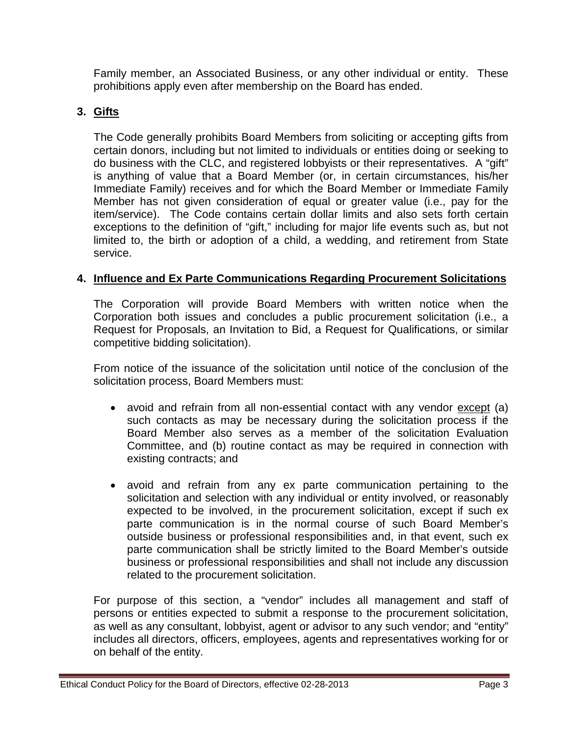Family member, an Associated Business, or any other individual or entity. These prohibitions apply even after membership on the Board has ended.

### 3. Gifts

The Code generally prohibits Board Members from soliciting or accepting gifts from certain donors, including but not limited to individuals or entities doing or seeking to do business with the CLC, and registered lobbyists or their representatives. A "gift" is anything of value that a Board Member (or, in certain circumstances, his/her Immediate Family) receives and for which the Board Member or Immediate Family Member has not given consideration of equal or greater value (i.e., pay for the item/service). The Code contains certain dollar limits and also sets forth certain exceptions to the definition of "gift," including for major life events such as, but not limited to, the birth or adoption of a child, a wedding, and retirement from State service.

### 4. Influence and Ex Parte Communications Regarding Procurement Solicitations

The Corporation will provide Board Members with written notice when the Corporation both issues and concludes a public procurement solicitation (i.e., a Request for Proposals, an Invitation to Bid, a Request for Qualifications, or similar competitive bidding solicitation).

From notice of the issuance of the solicitation until notice of the conclusion of the solicitation process, Board Members must:

- avoid and refrain from all non-essential contact with any vendor <u>except</u> (a) such contacts as may be necessary during the solicitation process if the Board Member also serves as a member of the solicitation Evaluation Committee, and (b) routine contact as may be required in connection with existing contracts; and
- avoid and refrain from any ex parte communication pertaining to the solicitation and selection with any individual or entity involved, or reasonably expected to be involved, in the procurement solicitation, except if such ex parte communication is in the normal course of such Board Member's outside business or professional responsibilities and, in that event, such ex parte communication shall be strictly limited to the Board Member's outside business or professional responsibilities and shall not include any discussion related to the procurement solicitation.

For purpose of this section, a "vendor" includes all management and staff of persons or entities expected to submit a response to the procurement solicitation, as well as any consultant, lobbyist, agent or advisor to any such vendor; and "entity" includes all directors, officers, employees, agents and representatives working for or on behalf of the entity.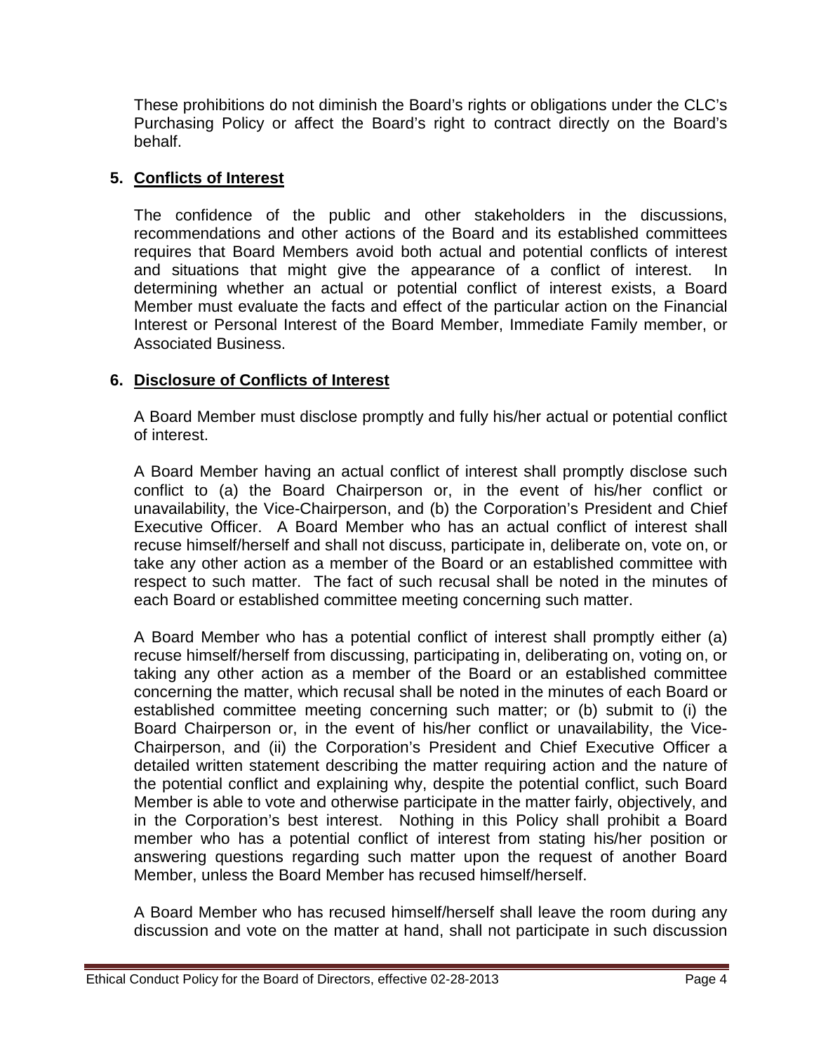These prohibitions do not diminish the Board's rights or obligations under the CLC's Purchasing Policy or affect the Board's right to contract directly on the Board's behalf.

## 5. Conflicts of Interest

The confidence of the public and other stakeholders in the discussions, recommendations and other actions of the Board and its established committees requires that Board Members avoid both actual and potential conflicts of interest and situations that might give the appearance of a conflict of interest. In determining whether an actual or potential conflict of interest exists, a Board Member must evaluate the facts and effect of the particular action on the Financial Interest or Personal Interest of the Board Member, Immediate Family member, or Associated Business.

## 6. Disclosure of Conflicts of Interest

A Board Member must disclose promptly and fully his/her actual or potential conflict of interest.

A Board Member having an actual conflict of interest shall promptly disclose such conflict to (a) the Board Chairperson or, in the event of his/her conflict or unavailability, the Vice-Chairperson, and (b) the Corporation's President and Chief Executive Officer. A Board Member who has an actual conflict of interest shall recuse himself/herself and shall not discuss, participate in, deliberate on, vote on, or take any other action as a member of the Board or an established committee with respect to such matter. The fact of such recusal shall be noted in the minutes of each Board or established committee meeting concerning such matter.

A Board Member who has a potential conflict of interest shall promptly either (a) recuse himself/herself from discussing, participating in, deliberating on, voting on, or taking any other action as a member of the Board or an established committee concerning the matter, which recusal shall be noted in the minutes of each Board or established committee meeting concerning such matter; or (b) submit to (i) the Board Chairperson or, in the event of his/her conflict or unavailability, the Vice-Chairperson, and (ii) the Corporation's President and Chief Executive Officer a detailed written statement describing the matter requiring action and the nature of the potential conflict and explaining why, despite the potential conflict, such Board Member is able to vote and otherwise participate in the matter fairly, objectively, and in the Corporation's best interest. Nothing in this Policy shall prohibit a Board member who has a potential conflict of interest from stating his/her position or answering questions regarding such matter upon the request of another Board Member, unless the Board Member has recused himself/herself.

A Board Member who has recused himself/herself shall leave the room during any discussion and vote on the matter at hand, shall not participate in such discussion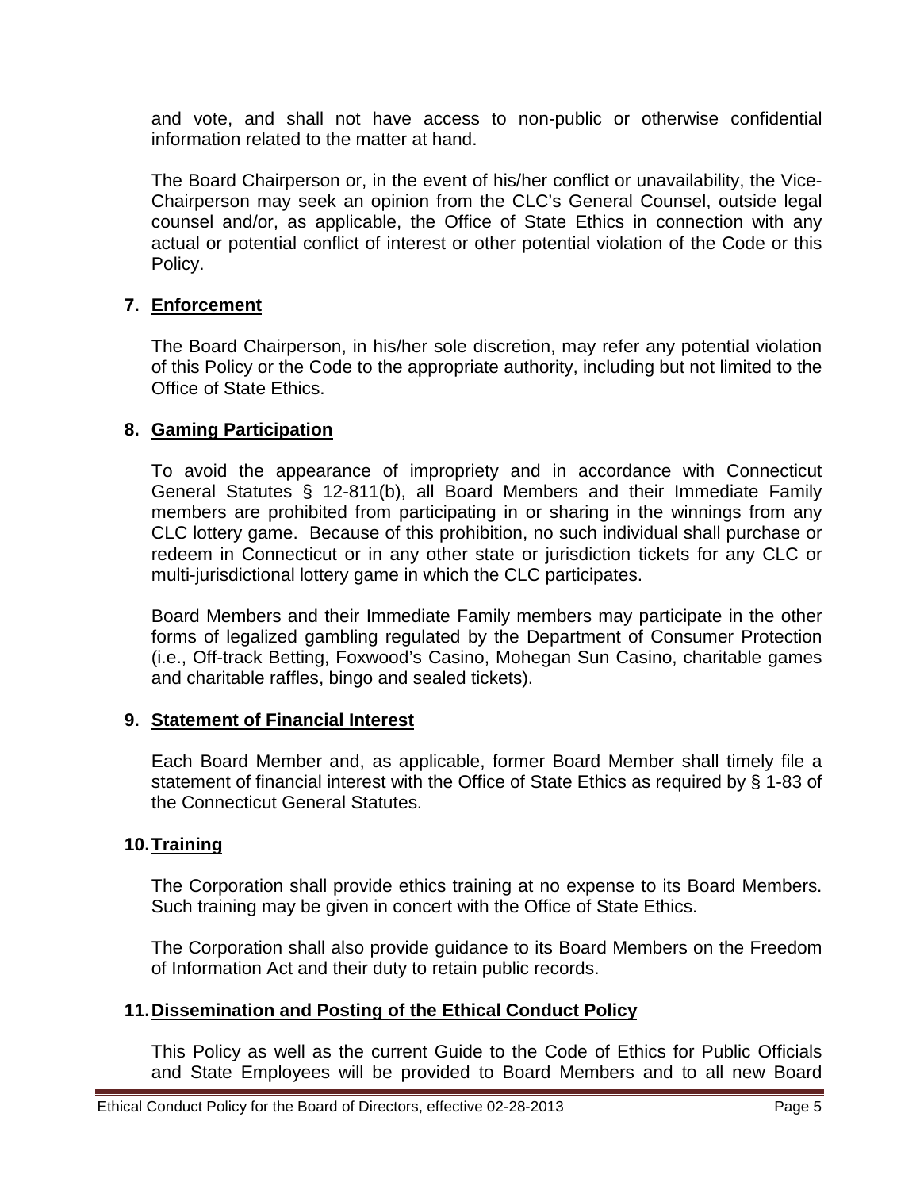and vote, and shall not have access to non-public or otherwise confidential information related to the matter at hand.

The Board Chairperson or, in the event of his/her conflict or unavailability, the Vice-Chairperson may seek an opinion from the CLC's General Counsel, outside legal counsel and/or, as applicable, the Office of State Ethics in connection with any actual or potential conflict of interest or other potential violation of the Code or this Policy.

## 7. Enforcement

The Board Chairperson, in his/her sole discretion, may refer any potential violation of this Policy or the Code to the appropriate authority, including but not limited to the Office of State Ethics.

## 8. Gaming Participation

To avoid the appearance of impropriety and in accordance with Connecticut General Statutes § 12-811(b), all Board Members and their Immediate Family members are prohibited from participating in or sharing in the winnings from any CLC lottery game. Because of this prohibition, no such individual shall purchase or redeem in Connecticut or in any other state or jurisdiction tickets for any CLC or multi-jurisdictional lottery game in which the CLC participates.

Board Members and their Immediate Family members may participate in the other forms of legalized gambling regulated by the Department of Consumer Protection (i.e., Off-track Betting, Foxwood's Casino, Mohegan Sun Casino, charitable games and charitable raffles, bingo and sealed tickets).

## 9. Statement of Financial Interest

Each Board Member and, as applicable, former Board Member shall timely file a statement of financial interest with the Office of State Ethics as required by § 1-83 of the Connecticut General Statutes.

## 10. Training

The Corporation shall provide ethics training at no expense to its Board Members. Such training may be given in concert with the Office of State Ethics.

The Corporation shall also provide guidance to its Board Members on the Freedom of Information Act and their duty to retain public records.

## 11. Dissemination and Posting of the Ethical Conduct Policy

This Policy as well as the current Guide to the Code of Ethics for Public Officials and State Employees will be provided to Board Members and to all new Board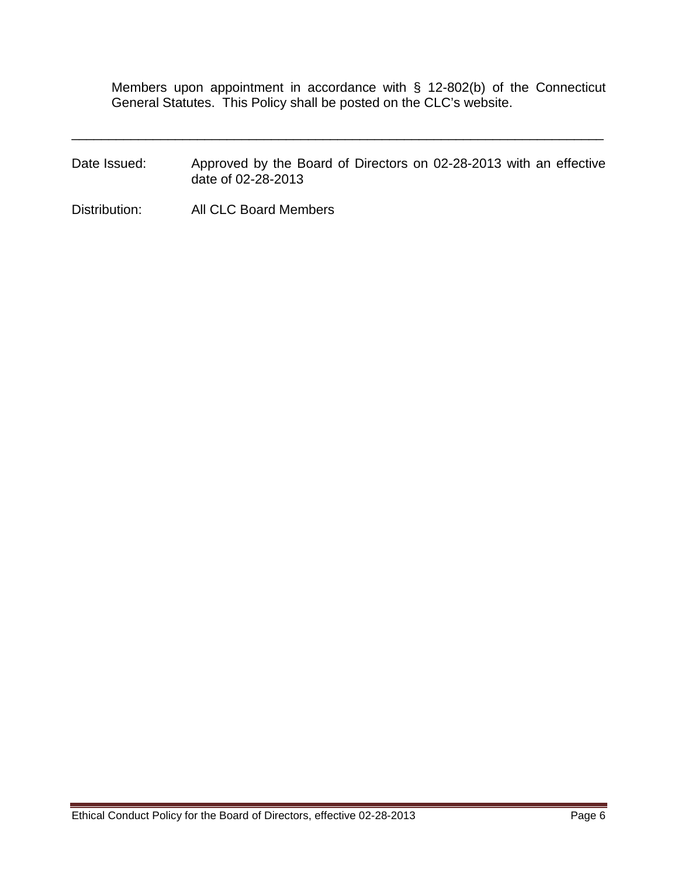Members upon appointment in accordance with § 12-802(b) of the Connecticut General Statutes. This Policy shall be posted on the CLC's website.

---

Date Issued: Approved by the Board of Directors on 02-28-2013 with an effective date of 02-28-2013

Distribution: All CLC Board Members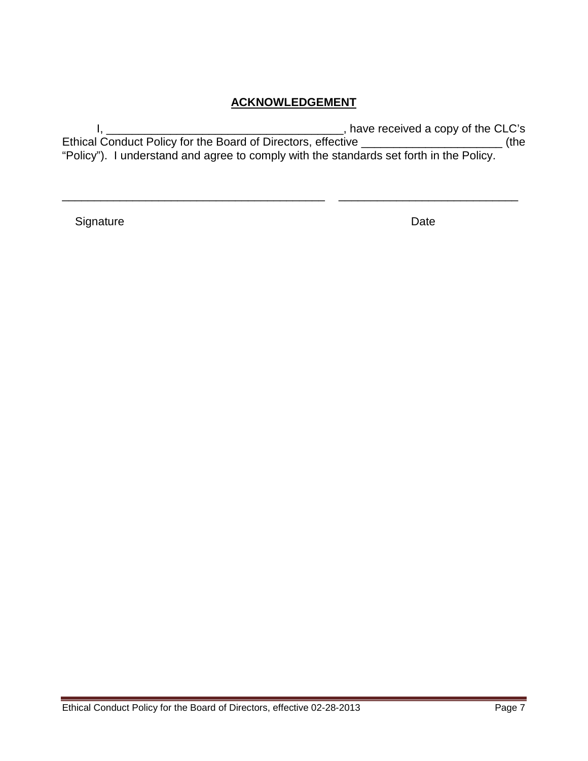## ACKNOWLEDGEMENT

I, _____________________________________, have received a copy of the CLC's Ethical Conduct Policy for the Board of Directors, effective ______________________ (the "Policy"). I understand and agree to comply with the standards set forth in the Policy.

__________________________________________ ____________________________

Signature Date